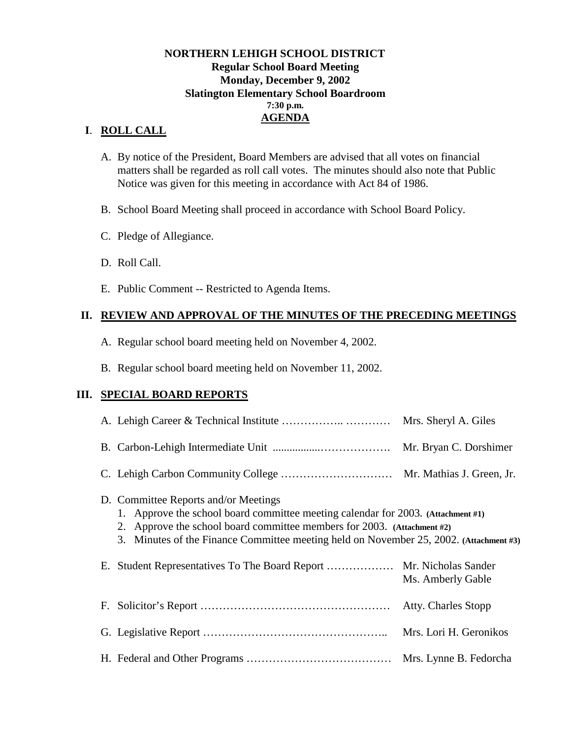**NORTHERN LEHIGH SCHOOL DISTRICT**
**Regular School Board Meeting**
**Monday, December 9, 2002**
**Slatington Elementary School Boardroom**
**7:30 p.m.**
**AGENDA**

## I. ROLL CALL

A. By notice of the President, Board Members are advised that all votes on financial matters shall be regarded as roll call votes. The minutes should also note that Public Notice was given for this meeting in accordance with Act 84 of 1986.

B. School Board Meeting shall proceed in accordance with School Board Policy.

C. Pledge of Allegiance.

D. Roll Call.

E. Public Comment -- Restricted to Agenda Items.

## II. REVIEW AND APPROVAL OF THE MINUTES OF THE PRECEDING MEETINGS

A. Regular school board meeting held on November 4, 2002.

B. Regular school board meeting held on November 11, 2002.

## III. SPECIAL BOARD REPORTS

A. Lehigh Career & Technical Institute …………….. ………… Mrs. Sheryl A. Giles

B. Carbon-Lehigh Intermediate Unit .................………………. Mr. Bryan C. Dorshimer

C. Lehigh Carbon Community College ………………………… Mr. Mathias J. Green, Jr.

D. Committee Reports and/or Meetings
   1. Approve the school board committee meeting calendar for 2003. **(Attachment #1)**
   2. Approve the school board committee members for 2003. **(Attachment #2)**
   3. Minutes of the Finance Committee meeting held on November 25, 2002. **(Attachment #3)**

E. Student Representatives To The Board Report ……………… Mr. Nicholas Sander
   Ms. Amberly Gable

F. Solicitor's Report …………………………………………… Atty. Charles Stopp

G. Legislative Report ……………………………………….. Mrs. Lori H. Geronikos

H. Federal and Other Programs ………………………………… Mrs. Lynne B. Fedorcha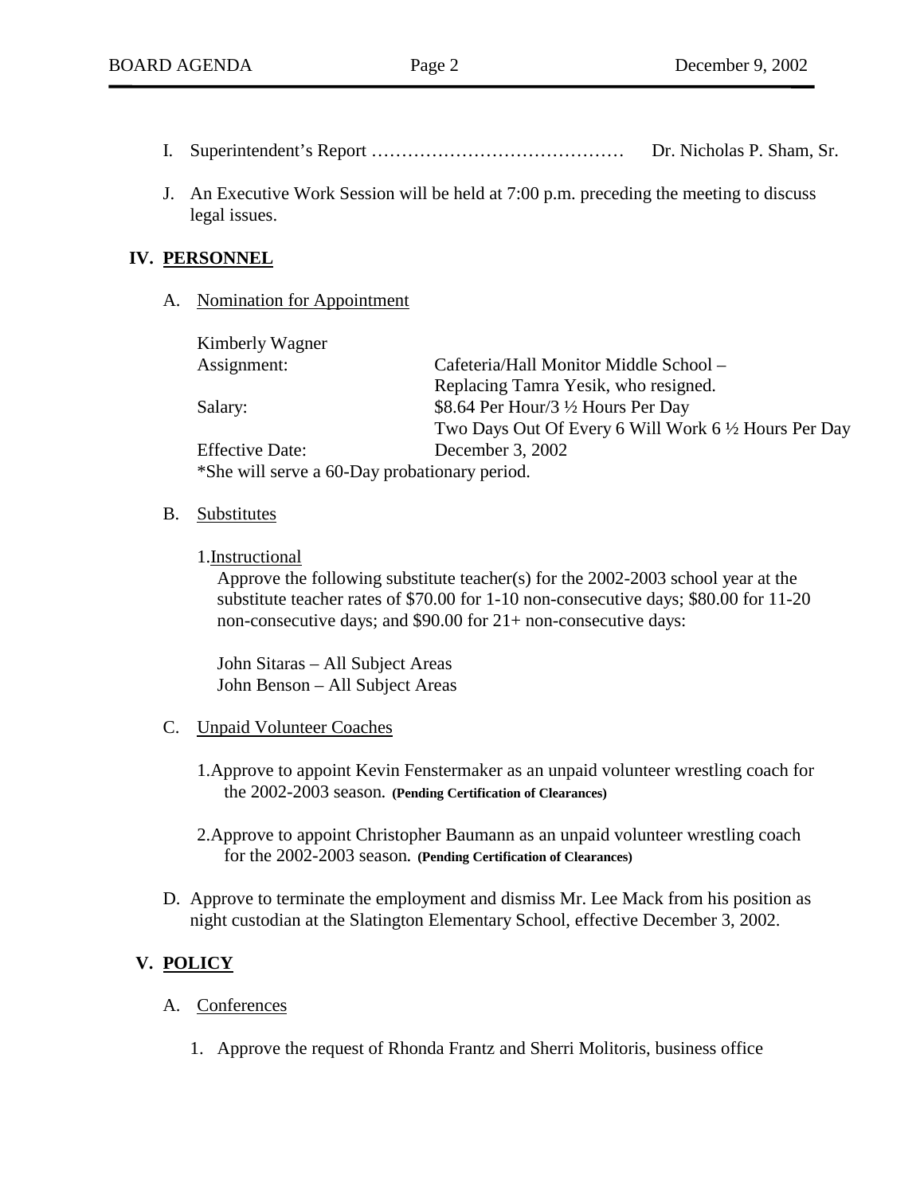I. Superintendent's Report …………………………………… Dr. Nicholas P. Sham, Sr.

J. An Executive Work Session will be held at 7:00 p.m. preceding the meeting to discuss legal issues.

## IV. PERSONNEL

A. Nomination for Appointment

Kimberly Wagner

| | |
|---|---|
| Assignment: | Cafeteria/Hall Monitor Middle School – Replacing Tamra Yesik, who resigned. |
| Salary: | $8.64 Per Hour/3 ½ Hours Per Day<br>Two Days Out Of Every 6 Will Work 6 ½ Hours Per Day |
| Effective Date: | December 3, 2002 |

*She will serve a 60-Day probationary period.

B. Substitutes

1. Instructional

Approve the following substitute teacher(s) for the 2002-2003 school year at the substitute teacher rates of $70.00 for 1-10 non-consecutive days; $80.00 for 11-20 non-consecutive days; and $90.00 for 21+ non-consecutive days:

John Sitaras – All Subject Areas
John Benson – All Subject Areas

C. Unpaid Volunteer Coaches

1. Approve to appoint Kevin Fenstermaker as an unpaid volunteer wrestling coach for the 2002-2003 season. **(Pending Certification of Clearances)**

2. Approve to appoint Christopher Baumann as an unpaid volunteer wrestling coach for the 2002-2003 season. **(Pending Certification of Clearances)**

D. Approve to terminate the employment and dismiss Mr. Lee Mack from his position as night custodian at the Slatington Elementary School, effective December 3, 2002.

## V. POLICY

A. Conferences

1. Approve the request of Rhonda Frantz and Sherri Molitoris, business office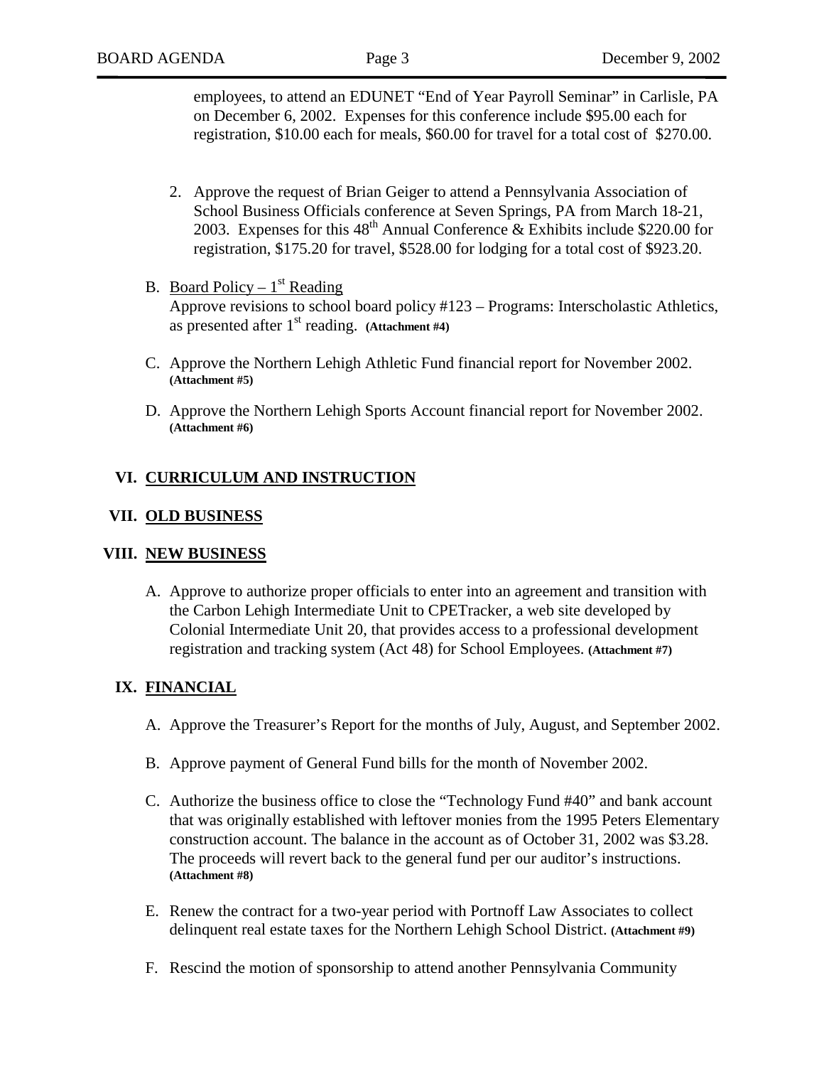employees, to attend an EDUNET "End of Year Payroll Seminar" in Carlisle, PA on December 6, 2002. Expenses for this conference include $95.00 each for registration, $10.00 each for meals, $60.00 for travel for a total cost of $270.00.

2. Approve the request of Brian Geiger to attend a Pennsylvania Association of School Business Officials conference at Seven Springs, PA from March 18-21, 2003. Expenses for this 48th Annual Conference & Exhibits include $220.00 for registration, $175.20 for travel, $528.00 for lodging for a total cost of $923.20.

B. <u>Board Policy – 1st Reading</u>
Approve revisions to school board policy #123 – Programs: Interscholastic Athletics, as presented after 1st reading. **(Attachment #4)**

C. Approve the Northern Lehigh Athletic Fund financial report for November 2002. **(Attachment #5)**

D. Approve the Northern Lehigh Sports Account financial report for November 2002. **(Attachment #6)**

## VI. CURRICULUM AND INSTRUCTION

## VII. OLD BUSINESS

## VIII. NEW BUSINESS

A. Approve to authorize proper officials to enter into an agreement and transition with the Carbon Lehigh Intermediate Unit to CPETracker, a web site developed by Colonial Intermediate Unit 20, that provides access to a professional development registration and tracking system (Act 48) for School Employees. **(Attachment #7)**

## IX. FINANCIAL

A. Approve the Treasurer's Report for the months of July, August, and September 2002.

B. Approve payment of General Fund bills for the month of November 2002.

C. Authorize the business office to close the "Technology Fund #40" and bank account that was originally established with leftover monies from the 1995 Peters Elementary construction account. The balance in the account as of October 31, 2002 was $3.28. The proceeds will revert back to the general fund per our auditor's instructions. **(Attachment #8)**

E. Renew the contract for a two-year period with Portnoff Law Associates to collect delinquent real estate taxes for the Northern Lehigh School District. **(Attachment #9)**

F. Rescind the motion of sponsorship to attend another Pennsylvania Community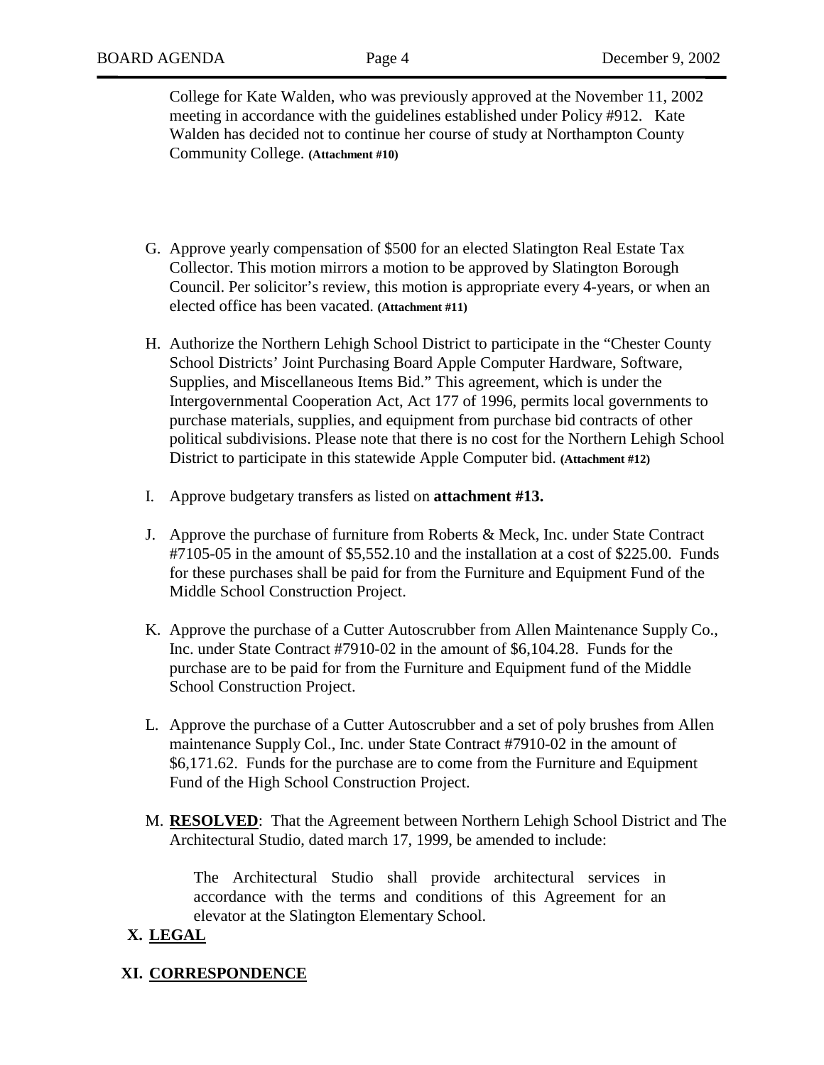College for Kate Walden, who was previously approved at the November 11, 2002 meeting in accordance with the guidelines established under Policy #912. Kate Walden has decided not to continue her course of study at Northampton County Community College. **(Attachment #10)**

G. Approve yearly compensation of $500 for an elected Slatington Real Estate Tax Collector. This motion mirrors a motion to be approved by Slatington Borough Council. Per solicitor's review, this motion is appropriate every 4-years, or when an elected office has been vacated. **(Attachment #11)**

H. Authorize the Northern Lehigh School District to participate in the "Chester County School Districts' Joint Purchasing Board Apple Computer Hardware, Software, Supplies, and Miscellaneous Items Bid." This agreement, which is under the Intergovernmental Cooperation Act, Act 177 of 1996, permits local governments to purchase materials, supplies, and equipment from purchase bid contracts of other political subdivisions. Please note that there is no cost for the Northern Lehigh School District to participate in this statewide Apple Computer bid. **(Attachment #12)**

I. Approve budgetary transfers as listed on **attachment #13.**

J. Approve the purchase of furniture from Roberts & Meck, Inc. under State Contract #7105-05 in the amount of $5,552.10 and the installation at a cost of $225.00. Funds for these purchases shall be paid for from the Furniture and Equipment Fund of the Middle School Construction Project.

K. Approve the purchase of a Cutter Autoscrubber from Allen Maintenance Supply Co., Inc. under State Contract #7910-02 in the amount of $6,104.28. Funds for the purchase are to be paid for from the Furniture and Equipment fund of the Middle School Construction Project.

L. Approve the purchase of a Cutter Autoscrubber and a set of poly brushes from Allen maintenance Supply Col., Inc. under State Contract #7910-02 in the amount of $6,171.62. Funds for the purchase are to come from the Furniture and Equipment Fund of the High School Construction Project.

M. **RESOLVED**: That the Agreement between Northern Lehigh School District and The Architectural Studio, dated march 17, 1999, be amended to include:

   The Architectural Studio shall provide architectural services in accordance with the terms and conditions of this Agreement for an elevator at the Slatington Elementary School.

## X. LEGAL

## XI. CORRESPONDENCE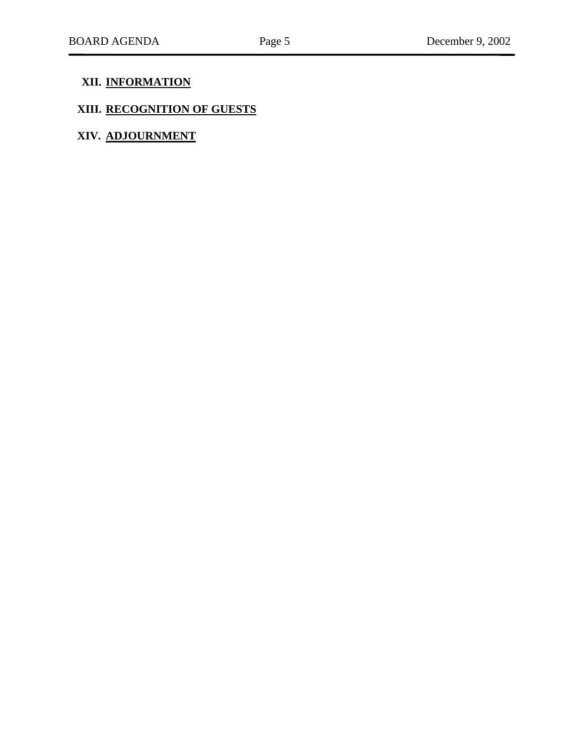## XII. <u>INFORMATION</u>

## XIII. <u>RECOGNITION OF GUESTS</u>

## XIV. <u>ADJOURNMENT</u>